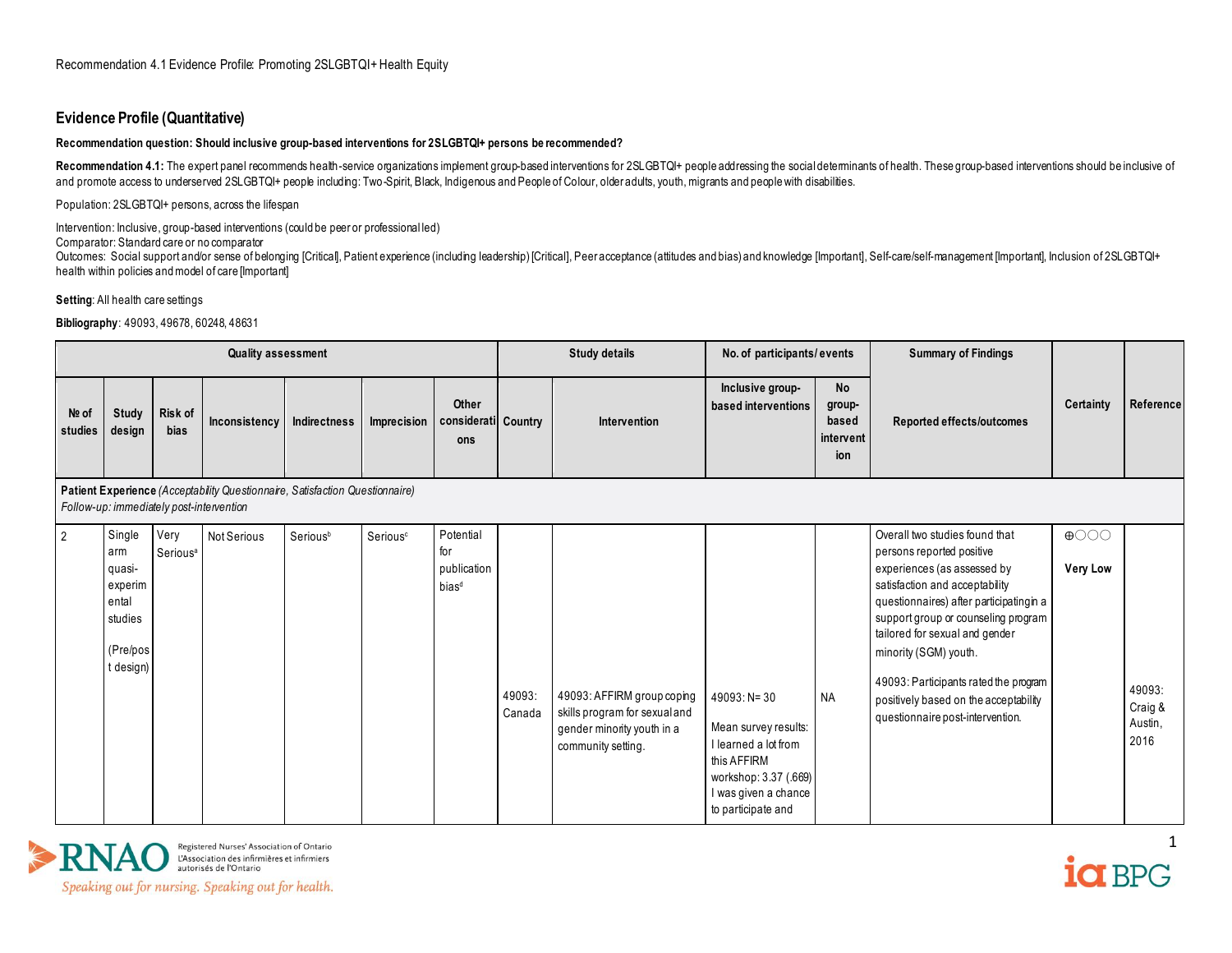Recommendation 4.1 Evidence Profile: Promoting 2SLGBTQI+ Health Equity

## Evidence Profile (Quantitative)

**Recommendation question: Should inclusive group-based interventions for 2SLGBTQI+ persons be recommended?**

**Recommendation 4.1:** The expert panel recommends health-service organizations implement group-based interventions for 2SLGBTQI+ people addressing the social determinants of health. These group-based interventions should be inclusive of and promote access to underserved 2SLGBTQI+ people including: Two-Spirit, Black, Indigenous and People of Colour, older adults, youth, migrants and people with disabilities.

Population: 2SLGBTQI+ persons, across the lifespan

Intervention: Inclusive, group-based interventions (could be peer or professional led)
Comparator: Standard care or no comparator
Outcomes: Social support and/or sense of belonging [Critical], Patient experience (including leadership) [Critical], Peer acceptance (attitudes and bias) and knowledge [Important], Self-care/self-management [Important], Inclusion of 2SLGBTQI+ health within policies and model of care [Important]

**Setting**: All health care settings

**Bibliography**: 49093, 49678, 60248, 48631

| Quality assessment | | | | | | | Study details | | No. of participants/ events | | Summary of Findings | | |
|---|---|---|---|---|---|---|---|---|---|---|---|---|---|
| № of studies | Study design | Risk of bias | Inconsistency | Indirectness | Imprecision | Other considerations | Country | Intervention | Inclusive group-based interventions | No group-based intervention | Reported effects/outcomes | Certainty | Reference |
| **Patient Experience** *(Acceptability Questionnaire, Satisfaction Questionnaire)* *Follow-up: immediately post-intervention* | | | | | | | | | | | | | |
| 2 | Single arm quasi-experimental studies (Pre/post design) | Very Serious[a] | Not Serious | Serious[b] | Serious[c] | Potential for publication bias[d] | 49093: Canada | 49093: AFFIRM group coping skills program for sexual and gender minority youth in a community setting. | 49093: N= 30<br><br>Mean survey results:<br>I learned a lot from this AFFIRM workshop: 3.37 (.669)<br>I was given a chance to participate and | NA | Overall two studies found that persons reported positive experiences (as assessed by satisfaction and acceptability questionnaires) after participating in a support group or counseling program tailored for sexual and gender minority (SGM) youth.<br><br>49093: Participants rated the program positively based on the acceptability questionnaire post-intervention. | ⊕◯◯◯ **Very Low** | 49093: Craig & Austin, 2016 |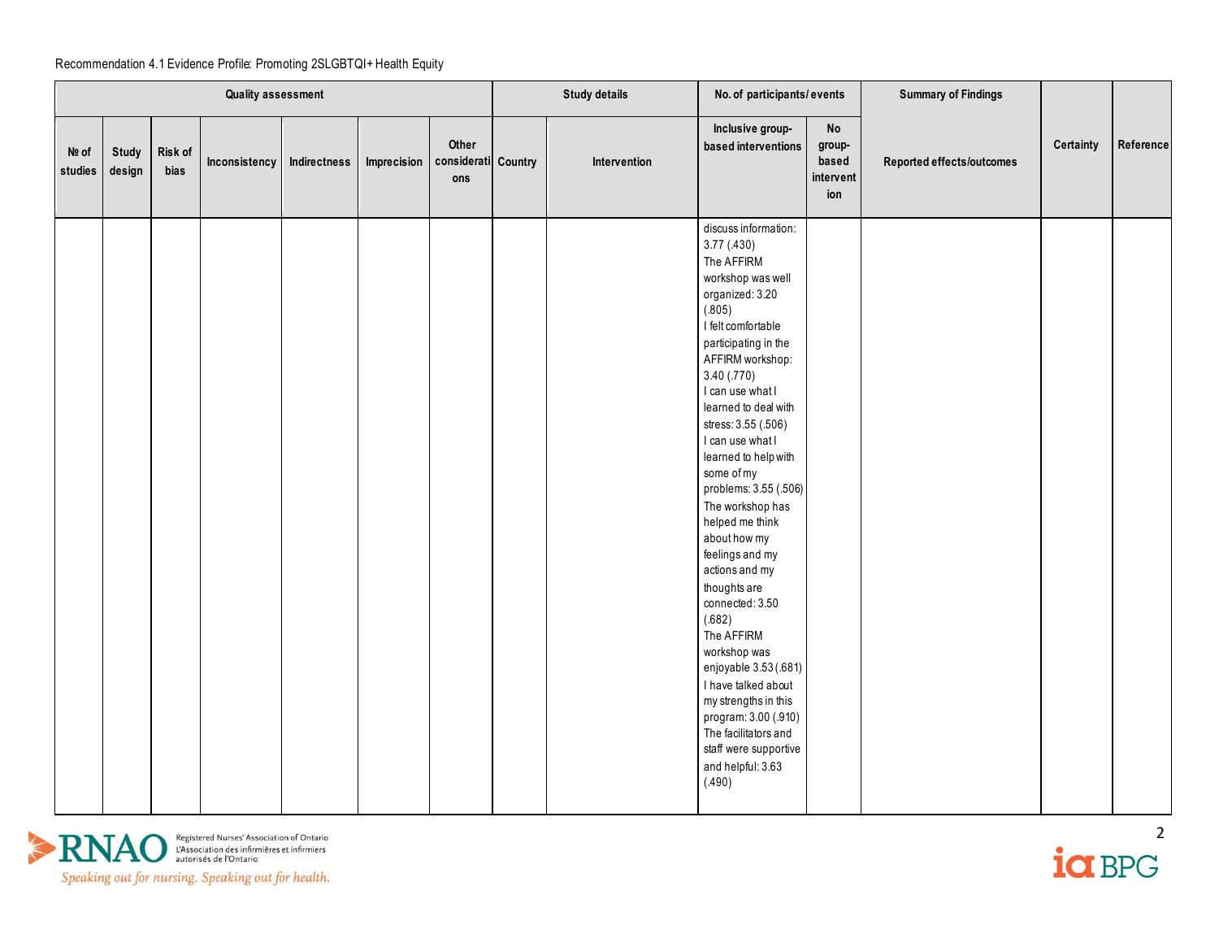Recommendation 4.1 Evidence Profile: Promoting 2SLGBTQI+ Health Equity

| Quality assessment | | | | | | | Study details | | No. of participants/ events | | Summary of Findings | Certainty | Reference |
|---|---|---|---|---|---|---|---|---|---|---|---|---|---|
| № of studies | Study design | Risk of bias | Inconsistency | Indirectness | Imprecision | Other considerations | Country | Intervention | Inclusive group-based interventions | No group-based intervention | Reported effects/outcomes | | |
| | | | | | | | | | discuss information: 3.77 (.430)<br>The AFFIRM workshop was well organized: 3.20 (.805)<br>I felt comfortable participating in the AFFIRM workshop: 3.40 (.770)<br>I can use what I learned to deal with stress: 3.55 (.506)<br>I can use what I learned to help with some of my problems: 3.55 (.506)<br>The workshop has helped me think about how my feelings and my actions and my thoughts are connected: 3.50 (.682)<br>The AFFIRM workshop was enjoyable 3.53 (.681)<br>I have talked about my strengths in this program: 3.00 (.910)<br>The facilitators and staff were supportive and helpful: 3.63 (.490) | | | | |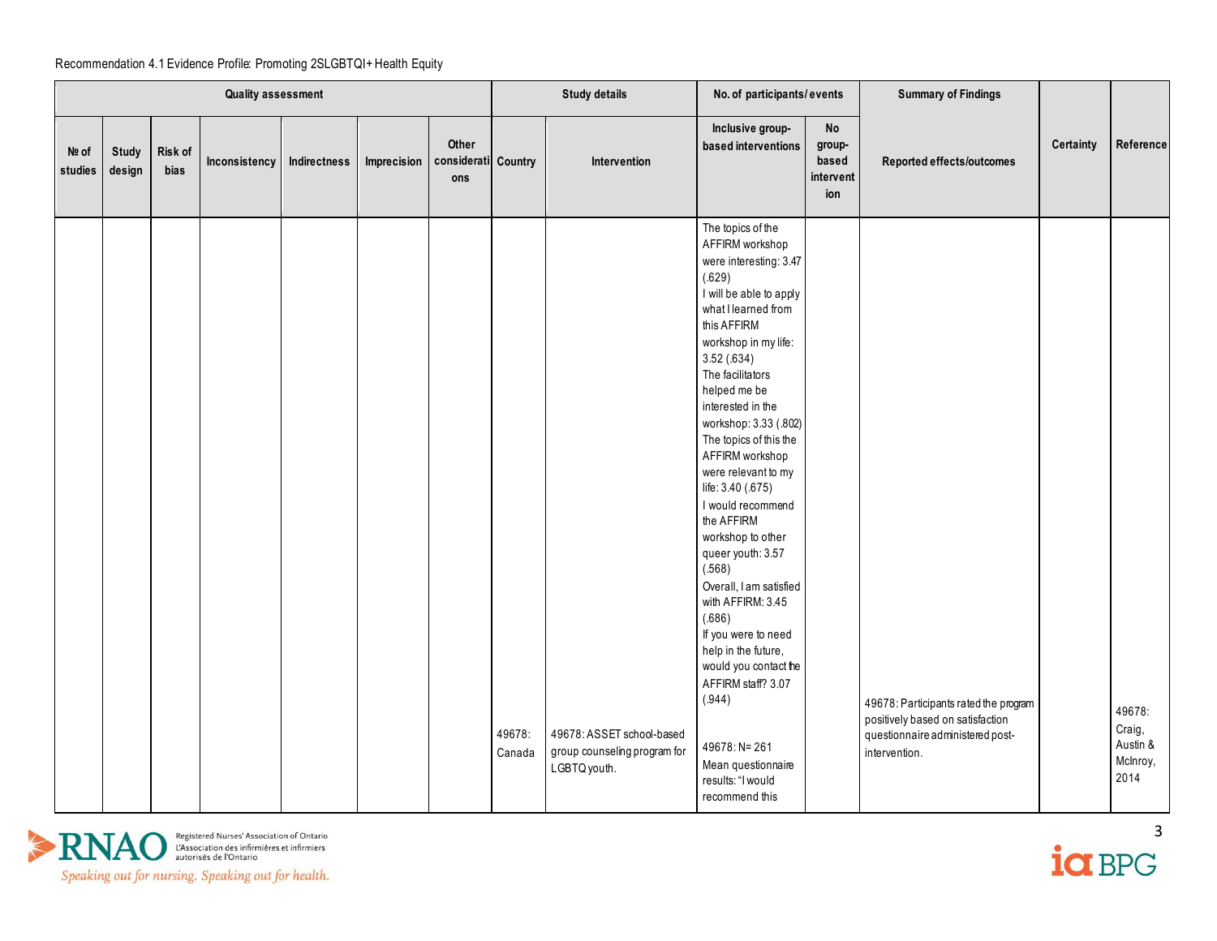Recommendation 4.1 Evidence Profile: Promoting 2SLGBTQI+ Health Equity

| Quality assessment | | | | | | | Study details | | No. of participants/ events | | Summary of Findings | Certainty | Reference |
|---|---|---|---|---|---|---|---|---|---|---|---|---|---|
| № of studies | Study design | Risk of bias | Inconsistency | Indirectness | Imprecision | Other considerations | Country | Intervention | Inclusive group-based interventions | No group-based intervention | Reported effects/outcomes | | |
| | | | | | | | 49678: Canada | 49678: ASSET school-based group counseling program for LGBTQ youth. | The topics of the AFFIRM workshop were interesting: 3.47 (.629)<br>I will be able to apply what I learned from this AFFIRM workshop in my life: 3.52 (.634)<br>The facilitators helped me be interested in the workshop: 3.33 (.802)<br>The topics of this the AFFIRM workshop were relevant to my life: 3.40 (.675)<br>I would recommend the AFFIRM workshop to other queer youth: 3.57 (.568)<br>Overall, I am satisfied with AFFIRM: 3.45 (.686)<br>If you were to need help in the future, would you contact the AFFIRM staff? 3.07 (.944)<br><br>49678: N= 261<br>Mean questionnaire results: "I would recommend this | | 49678: Participants rated the program positively based on satisfaction questionnaire administered post-intervention. | | 49678: Craig, Austin & McInroy, 2014 |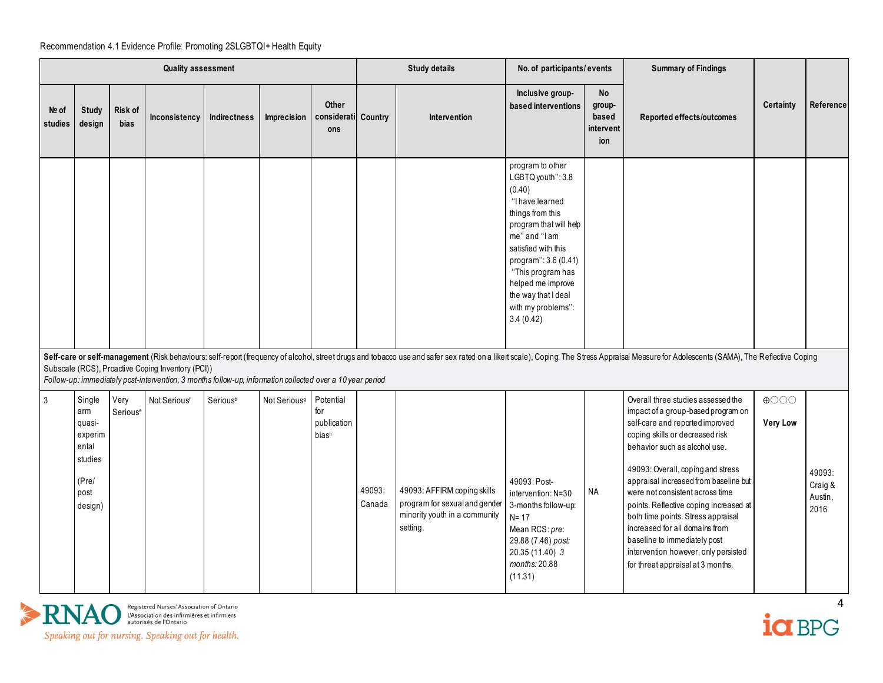Recommendation 4.1 Evidence Profile: Promoting 2SLGBTQI+ Health Equity

| Quality assessment | | | | | | | Study details | | No. of participants/ events | | Summary of Findings | Certainty | Reference |
|---|---|---|---|---|---|---|---|---|---|---|---|---|---|
| № of studies | Study design | Risk of bias | Inconsistency | Indirectness | Imprecision | Other considerations | Country | Intervention | Inclusive group-based interventions | No group-based intervention | Reported effects/outcomes | | |
| | | | | | | | | | program to other LGBTQ youth'': 3.8 (0.40) ''I have learned things from this program that will help me'' and ''I am satisfied with this program'': 3.6 (0.41) ''This program has helped me improve the way that I deal with my problems'': 3.4 (0.42) | | | | |
| **Self-care or self-management** (Risk behaviours: self-report (frequency of alcohol, street drugs and tobacco use and safer sex rated on a likert scale), Coping: The Stress Appraisal Measure for Adolescents (SAMA), The Reflective Coping Subscale (RCS), Proactive Coping Inventory (PCI)) *Follow-up: immediately post-intervention, 3 months follow-up, information collected over a 10 year period* | | | | | | | | | | | | | |
| 3 | Single arm quasi-experimental studies (Pre/ post design) | Very Serious[e] | Not Serious[f] | Serious[b] | Not Serious[g] | Potential for publication bias[h] | 49093: Canada | 49093: AFFIRM coping skills program for sexual and gender minority youth in a community setting. | 49093: Post-intervention: N=30 3-months follow-up: N= 17 Mean RCS: *pre:* 29.88 (7.46) *post:* 20.35 (11.40) *3 months:* 20.88 (11.31) | NA | Overall three studies assessed the impact of a group-based program on self-care and reported improved coping skills or decreased risk behavior such as alcohol use. 49093: Overall, coping and stress appraisal increased from baseline but were not consistent across time points. Reflective coping increased at both time points. Stress appraisal increased for all domains from baseline to immediately post intervention however, only persisted for threat appraisal at 3 months. | ⊕○○○ **Very Low** | 49093: Craig & Austin, 2016 |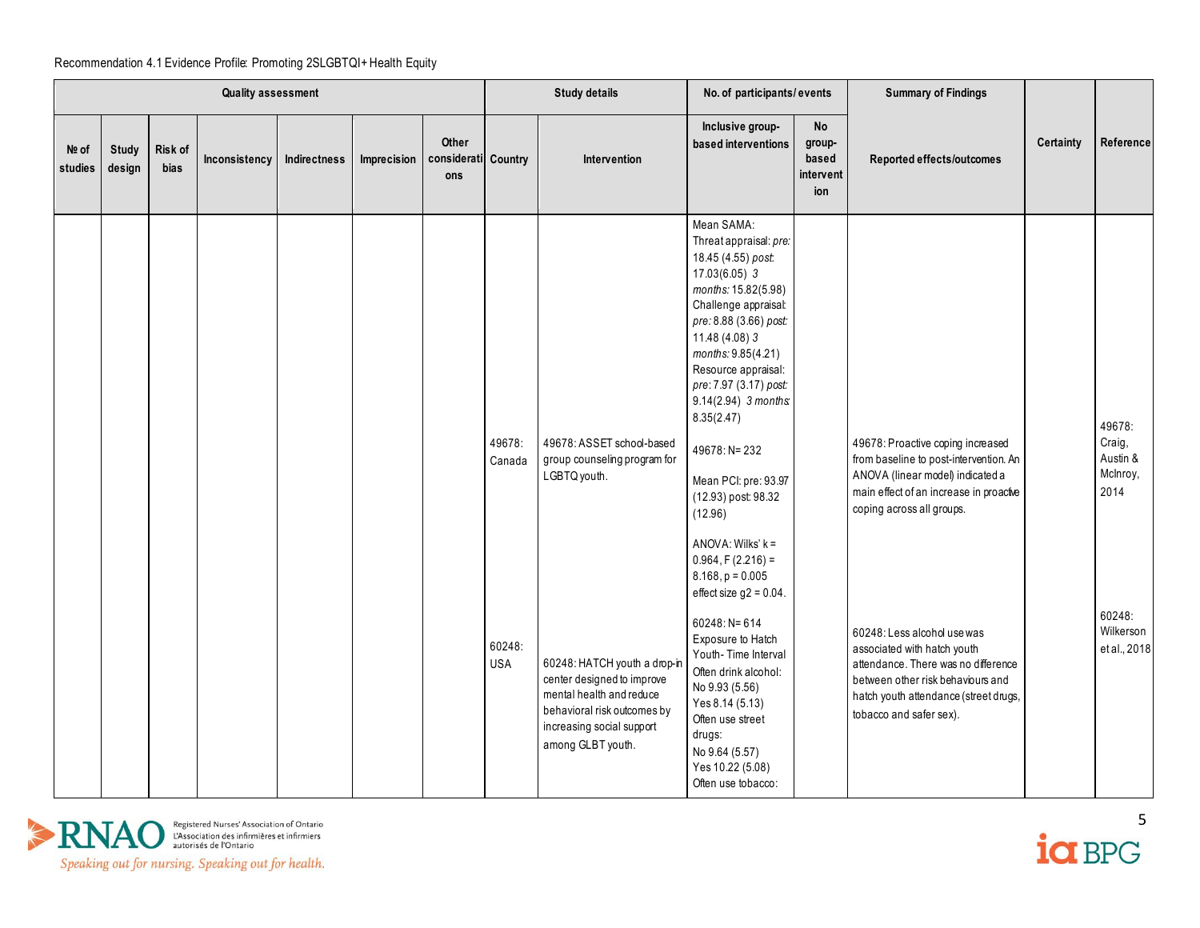Recommendation 4.1 Evidence Profile: Promoting 2SLGBTQI+ Health Equity

| Quality assessment | | | | | | | Study details | | No. of participants/ events | | Summary of Findings | Certainty | Reference |
|---|---|---|---|---|---|---|---|---|---|---|---|---|---|
| № of studies | Study design | Risk of bias | Inconsistency | Indirectness | Imprecision | Other considerations | Country | Intervention | Inclusive group-based interventions | No group-based intervention | Reported effects/outcomes | | |
| | | | | | | | 49678: Canada<br><br>60248: USA | 49678: ASSET school-based group counseling program for LGBTQ youth.<br><br>60248: HATCH youth a drop-in center designed to improve mental health and reduce behavioral risk outcomes by increasing social support among GLBT youth. | Mean SAMA: Threat appraisal: *pre:* 18.45 (4.55) *post:* 17.03(6.05) *3 months:* 15.82(5.98) Challenge appraisal: *pre:* 8.88 (3.66) *post:* 11.48 (4.08) *3 months:* 9.85(4.21) Resource appraisal: *pre:* 7.97 (3.17) *post:* 9.14(2.94) *3 months:* 8.35(2.47)<br><br>49678: N= 232<br><br>Mean PCI: pre: 93.97 (12.93) post: 98.32 (12.96)<br><br>ANOVA: Wilks' k = 0.964, F (2.216) = 8.168, p = 0.005 effect size g2 = 0.04.<br><br>60248: N= 614 Exposure to Hatch Youth- Time Interval Often drink alcohol: No 9.93 (5.56) Yes 8.14 (5.13) Often use street drugs: No 9.64 (5.57) Yes 10.22 (5.08) Often use tobacco: | | 49678: Proactive coping increased from baseline to post-intervention. An ANOVA (linear model) indicated a main effect of an increase in proactive coping across all groups.<br><br>60248: Less alcohol use was associated with hatch youth attendance. There was no difference between other risk behaviours and hatch youth attendance (street drugs, tobacco and safer sex). | | 49678: Craig, Austin & McInroy, 2014<br><br>60248: Wilkerson et al., 2018 |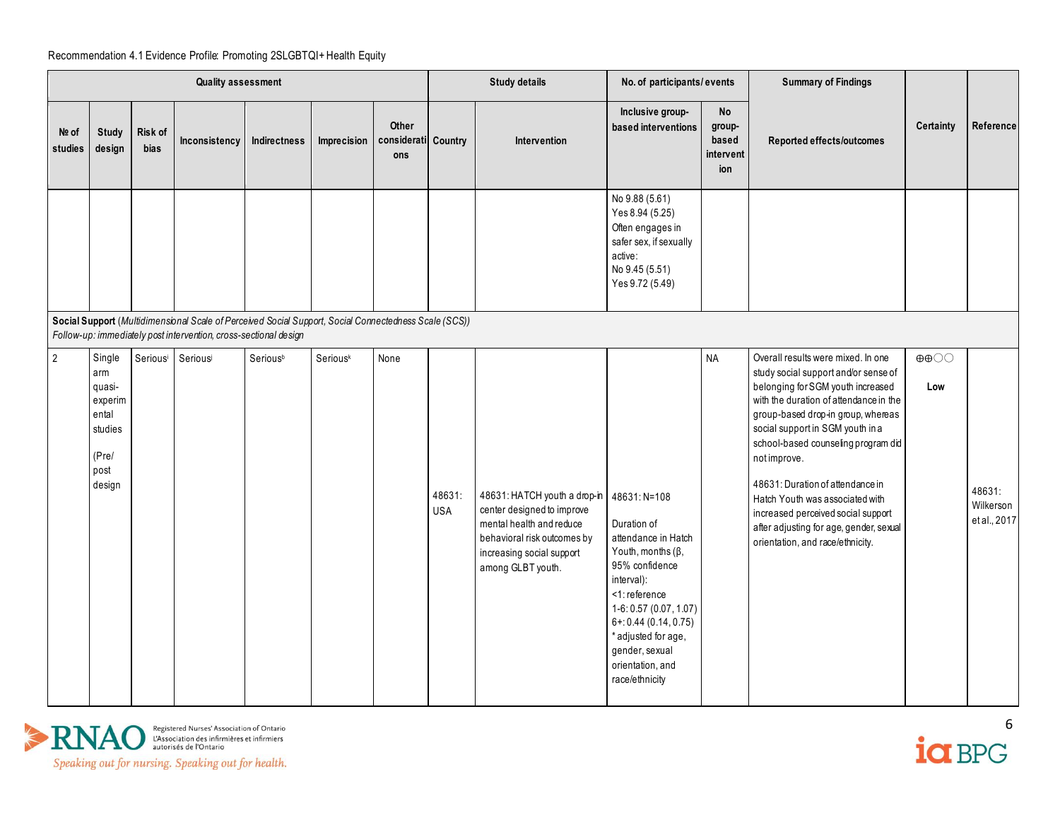Recommendation 4.1 Evidence Profile: Promoting 2SLGBTQI+ Health Equity

| Quality assessment | | | | | | | Study details | | No. of participants/ events | | Summary of Findings | Certainty | Reference |
|---|---|---|---|---|---|---|---|---|---|---|---|---|---|
| № of studies | Study design | Risk of bias | Inconsistency | Indirectness | Imprecision | Other considerations | Country | Intervention | Inclusive group-based interventions | No group-based intervention | Reported effects/outcomes | | |
| | | | | | | | | | No 9.88 (5.61)<br>Yes 8.94 (5.25)<br>Often engages in safer sex, if sexually active:<br>No 9.45 (5.51)<br>Yes 9.72 (5.49) | | | | |
| **Social Support** (*Multidimensional Scale of Perceived Social Support, Social Connectedness Scale (SCS)*)<br>*Follow-up: immediately post intervention, cross-sectional design* | | | | | | | | | | | | | |
| 2 | Single arm quasi-experimental studies<br><br>(Pre/ post design | Serious[i] | Serious[j] | Serious[b] | Serious[k] | None | 48631: USA | 48631: HATCH youth a drop-in center designed to improve mental health and reduce behavioral risk outcomes by increasing social support among GLBT youth. | 48631: N=108<br><br>Duration of attendance in Hatch Youth, months (β, 95% confidence interval):<br><1: reference<br>1-6: 0.57 (0.07, 1.07)<br>6+: 0.44 (0.14, 0.75)<br>* adjusted for age, gender, sexual orientation, and race/ethnicity | NA | Overall results were mixed. In one study social support and/or sense of belonging for SGM youth increased with the duration of attendance in the group-based drop-in group, whereas social support in SGM youth in a school-based counseling program did not improve.<br><br>48631: Duration of attendance in Hatch Youth was associated with increased perceived social support after adjusting for age, gender, sexual orientation, and race/ethnicity. | ⊕⊕◯◯<br><br>**Low** | 48631: Wilkerson et al., 2017 |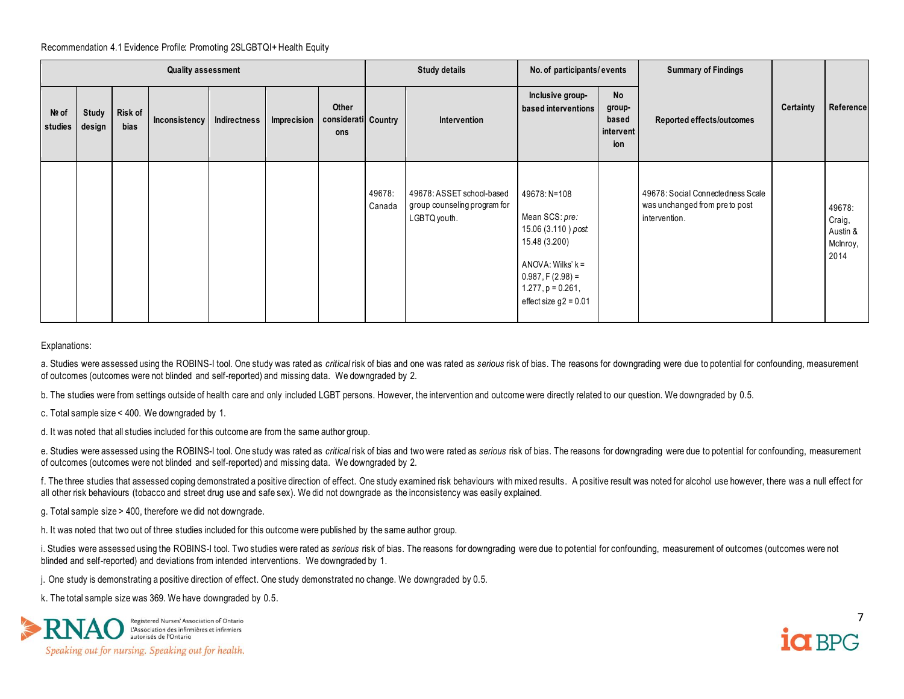Recommendation 4.1 Evidence Profile: Promoting 2SLGBTQI+ Health Equity

| Quality assessment | | | | | | | Study details | | No. of participants/ events | | Summary of Findings | Certainty | Reference |
|---|---|---|---|---|---|---|---|---|---|---|---|---|---|
| № of studies | Study design | Risk of bias | Inconsistency | Indirectness | Imprecision | Other considerations | Country | Intervention | Inclusive group-based interventions | No group-based intervention | Reported effects/outcomes | | |
| | | | | | | | 49678: Canada | 49678: ASSET school-based group counseling program for LGBTQ youth. | 49678: N=108<br><br>Mean SCS: *pre:* 15.06 (3.110 ) *post:* 15.48 (3.200)<br><br>ANOVA: Wilks' k = 0.987, F (2.98) = 1.277, p = 0.261, effect size g2 = 0.01 | | 49678: Social Connectedness Scale was unchanged from pre to post intervention. | | 49678: Craig, Austin & McInroy, 2014 |

Explanations:

a. Studies were assessed using the ROBINS-I tool. One study was rated as *critical* risk of bias and one was rated as *serious* risk of bias. The reasons for downgrading were due to potential for confounding, measurement of outcomes (outcomes were not blinded and self-reported) and missing data. We downgraded by 2.

b. The studies were from settings outside of health care and only included LGBT persons. However, the intervention and outcome were directly related to our question. We downgraded by 0.5.

c. Total sample size < 400. We downgraded by 1.

d. It was noted that all studies included for this outcome are from the same author group.

e. Studies were assessed using the ROBINS-I tool. One study was rated as *critical* risk of bias and two were rated as *serious* risk of bias. The reasons for downgrading were due to potential for confounding, measurement of outcomes (outcomes were not blinded and self-reported) and missing data. We downgraded by 2.

f. The three studies that assessed coping demonstrated a positive direction of effect. One study examined risk behaviours with mixed results. A positive result was noted for alcohol use however, there was a null effect for all other risk behaviours (tobacco and street drug use and safe sex). We did not downgrade as the inconsistency was easily explained.

g. Total sample size > 400, therefore we did not downgrade.

h. It was noted that two out of three studies included for this outcome were published by the same author group.

i. Studies were assessed using the ROBINS-I tool. Two studies were rated as *serious* risk of bias. The reasons for downgrading were due to potential for confounding, measurement of outcomes (outcomes were not blinded and self-reported) and deviations from intended interventions. We downgraded by 1.

j. One study is demonstrating a positive direction of effect. One study demonstrated no change. We downgraded by 0.5.

k. The total sample size was 369. We have downgraded by 0.5.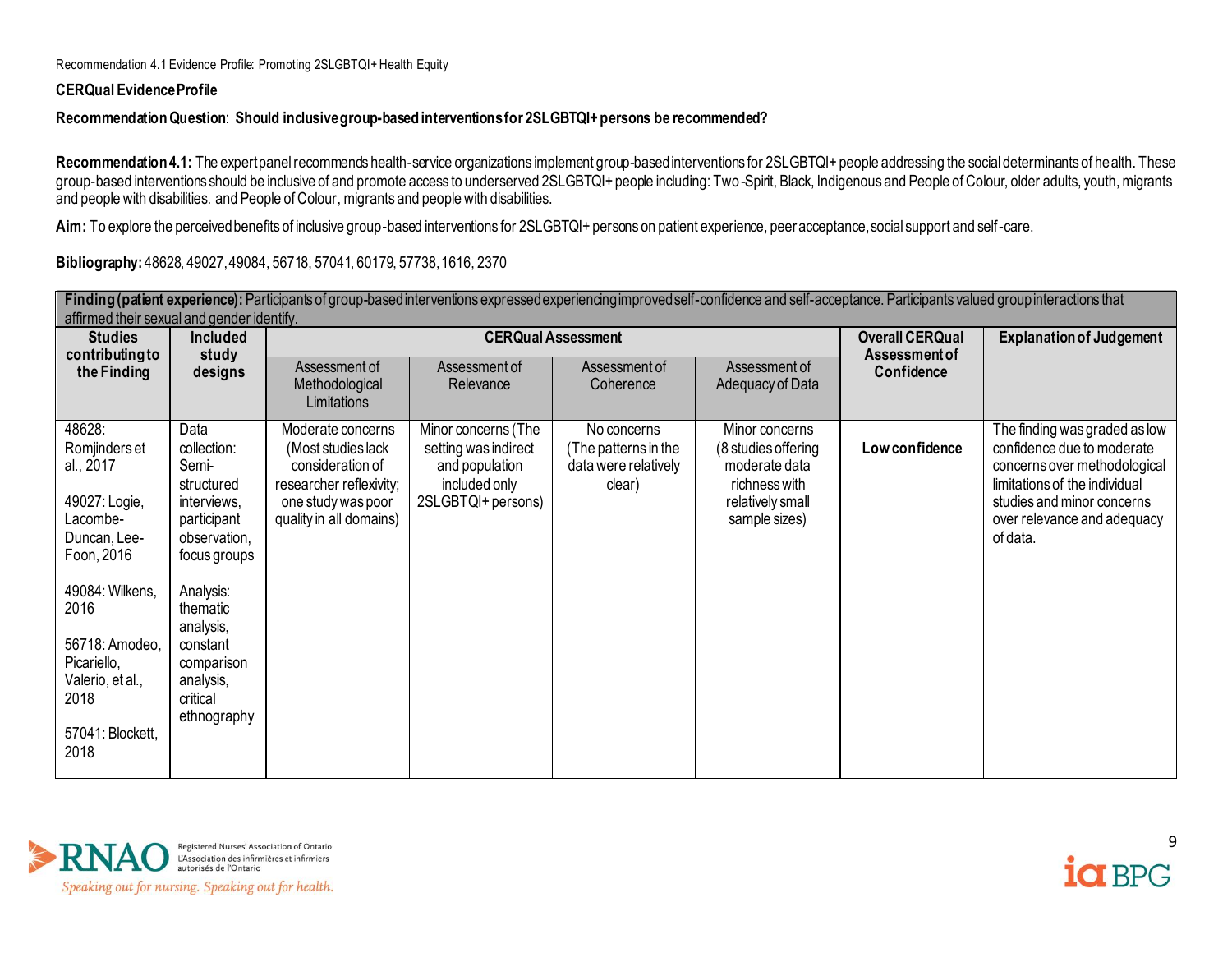Recommendation 4.1 Evidence Profile: Promoting 2SLGBTQI+ Health Equity

**CERQual Evidence Profile**

**Recommendation Question**: **Should inclusive group-based interventions for 2SLGBTQI+ persons be recommended?**

**Recommendation 4.1:** The expert panel recommends health-service organizations implement group-based interventions for 2SLGBTQI+ people addressing the social determinants of health. These group-based interventions should be inclusive of and promote access to underserved 2SLGBTQI+ people including: Two-Spirit, Black, Indigenous and People of Colour, older adults, youth, migrants and people with disabilities. and People of Colour, migrants and people with disabilities.

**Aim:** To explore the perceived benefits of inclusive group-based interventions for 2SLGBTQI+ persons on patient experience, peer acceptance, social support and self-care.

**Bibliography:** 48628, 49027, 49084, 56718, 57041, 60179, 57738, 1616, 2370

| **Finding (patient experience):** Participants of group-based interventions expressed experiencing improved self-confidence and self-acceptance. Participants valued group interactions that affirmed their sexual and gender identify. | | | | | | | |
|---|---|---|---|---|---|---|---|
| **Studies contributing to the Finding** | **Included study designs** | **CERQual Assessment** | | | | **Overall CERQual Assessment of Confidence** | **Explanation of Judgement** |
| | | Assessment of Methodological Limitations | Assessment of Relevance | Assessment of Coherence | Assessment of Adequacy of Data | | |
| 48628: Romjinders et al., 2017<br><br>49027: Logie, Lacombe-Duncan, Lee-Foon, 2016<br><br>49084: Wilkens, 2016<br><br>56718: Amodeo, Picariello, Valerio, et al., 2018<br><br>57041: Blockett, 2018 | Data collection: Semi-structured interviews, participant observation, focus groups<br><br>Analysis: thematic analysis, constant comparison analysis, critical ethnography | Moderate concerns (Most studies lack consideration of researcher reflexivity; one study was poor quality in all domains) | Minor concerns (The setting was indirect and population included only 2SLGBTQI+ persons) | No concerns (The patterns in the data were relatively clear) | Minor concerns (8 studies offering moderate data richness with relatively small sample sizes) | **Low confidence** | The finding was graded as low confidence due to moderate concerns over methodological limitations of the individual studies and minor concerns over relevance and adequacy of data. |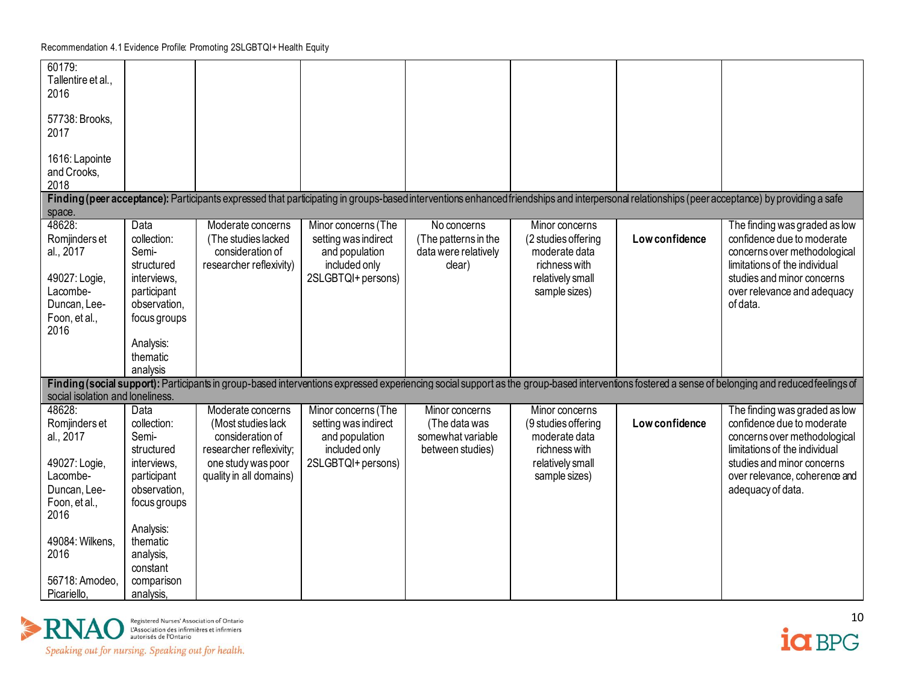| | | | | | | | |
|---|---|---|---|---|---|---|---|
| 60179: Tallentire et al., 2016<br><br>57738: Brooks, 2017<br><br>1616: Lapointe and Crooks, 2018 | | | | | | | |
| **Finding (peer acceptance):** Participants expressed that participating in groups-based interventions enhanced friendships and interpersonal relationships (peer acceptance) by providing a safe space. | | | | | | | |
| 48628: Romjinders et al., 2017<br><br>49027: Logie, Lacombe-Duncan, Lee-Foon, et al., 2016 | Data collection: Semi-structured interviews, participant observation, focus groups<br><br>Analysis: thematic analysis | Moderate concerns (The studies lacked consideration of researcher reflexivity) | Minor concerns (The setting was indirect and population included only 2SLGBTQI+ persons) | No concerns (The patterns in the data were relatively clear) | Minor concerns (2 studies offering moderate data richness with relatively small sample sizes) | **Low confidence** | The finding was graded as low confidence due to moderate concerns over methodological limitations of the individual studies and minor concerns over relevance and adequacy of data. |
| **Finding (social support):** Participants in group-based interventions expressed experiencing social support as the group-based interventions fostered a sense of belonging and reduced feelings of social isolation and loneliness. | | | | | | | |
| 48628: Romjinders et al., 2017<br><br>49027: Logie, Lacombe-Duncan, Lee-Foon, et al., 2016<br><br>49084: Wilkens, 2016<br><br>56718: Amodeo, Picariello, | Data collection: Semi-structured interviews, participant observation, focus groups<br><br>Analysis: thematic analysis, constant comparison analysis, | Moderate concerns (Most studies lack consideration of researcher reflexivity; one study was poor quality in all domains) | Minor concerns (The setting was indirect and population included only 2SLGBTQI+ persons) | Minor concerns (The data was somewhat variable between studies) | Minor concerns (9 studies offering moderate data richness with relatively small sample sizes) | **Low confidence** | The finding was graded as low confidence due to moderate concerns over methodological limitations of the individual studies and minor concerns over relevance, coherence and adequacy of data. |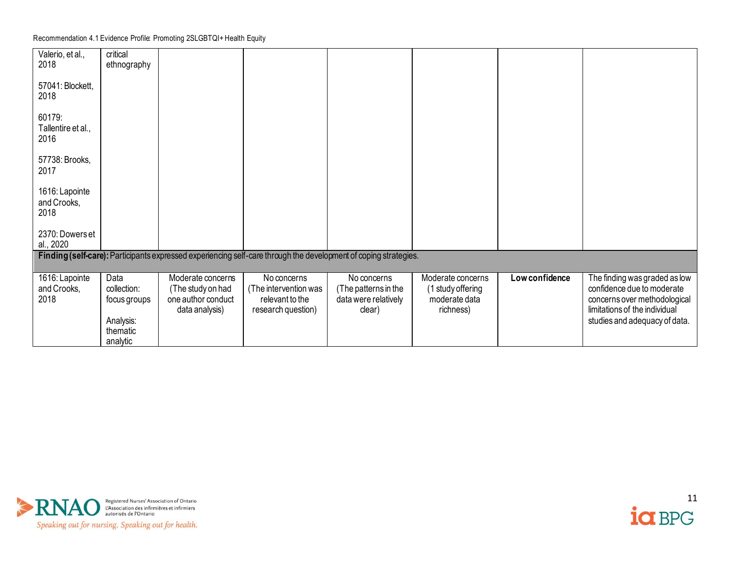| | | | | | | | |
|---|---|---|---|---|---|---|---|
| Valerio, et al., 2018<br><br>57041: Blockett, 2018<br><br>60179: Tallentire et al., 2016<br><br>57738: Brooks, 2017<br><br>1616: Lapointe and Crooks, 2018<br><br>2370: Dowers et al., 2020 | critical ethnography | | | | | | |
| **Finding (self-care):** Participants expressed experiencing self-care through the development of coping strategies. | | | | | | | |
| 1616: Lapointe and Crooks, 2018 | Data collection: focus groups<br><br>Analysis: thematic analytic | Moderate concerns (The study on had one author conduct data analysis) | No concerns (The intervention was relevant to the research question) | No concerns (The patterns in the data were relatively clear) | Moderate concerns (1 study offering moderate data richness) | **Low confidence** | The finding was graded as low confidence due to moderate concerns over methodological limitations of the individual studies and adequacy of data. |